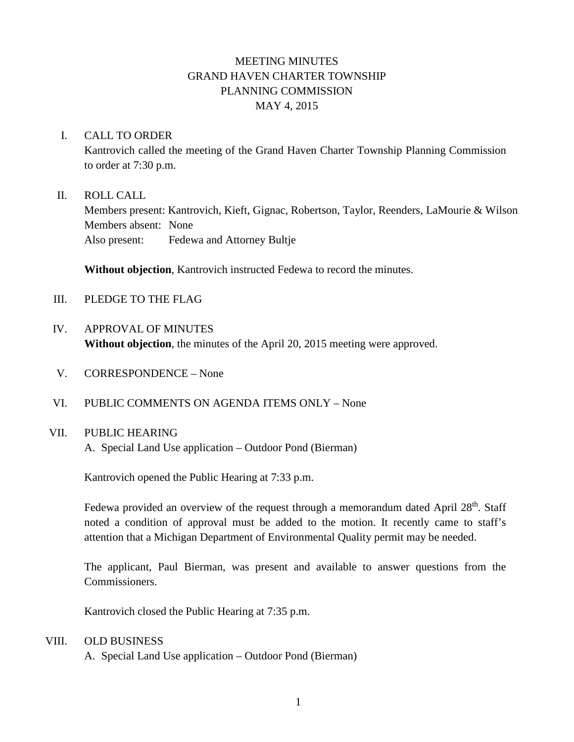# MEETING MINUTES
# GRAND HAVEN CHARTER TOWNSHIP
# PLANNING COMMISSION
# MAY 4, 2015

## I. CALL TO ORDER

Kantrovich called the meeting of the Grand Haven Charter Township Planning Commission to order at 7:30 p.m.

## II. ROLL CALL

Members present: Kantrovich, Kieft, Gignac, Robertson, Taylor, Reenders, LaMourie & Wilson
Members absent: None
Also present: Fedewa and Attorney Bultje

**Without objection**, Kantrovich instructed Fedewa to record the minutes.

## III. PLEDGE TO THE FLAG

## IV. APPROVAL OF MINUTES

**Without objection**, the minutes of the April 20, 2015 meeting were approved.

## V. CORRESPONDENCE – None

## VI. PUBLIC COMMENTS ON AGENDA ITEMS ONLY – None

## VII. PUBLIC HEARING

A. Special Land Use application – Outdoor Pond (Bierman)

Kantrovich opened the Public Hearing at 7:33 p.m.

Fedewa provided an overview of the request through a memorandum dated April 28th. Staff noted a condition of approval must be added to the motion. It recently came to staff's attention that a Michigan Department of Environmental Quality permit may be needed.

The applicant, Paul Bierman, was present and available to answer questions from the Commissioners.

Kantrovich closed the Public Hearing at 7:35 p.m.

## VIII. OLD BUSINESS

A. Special Land Use application – Outdoor Pond (Bierman)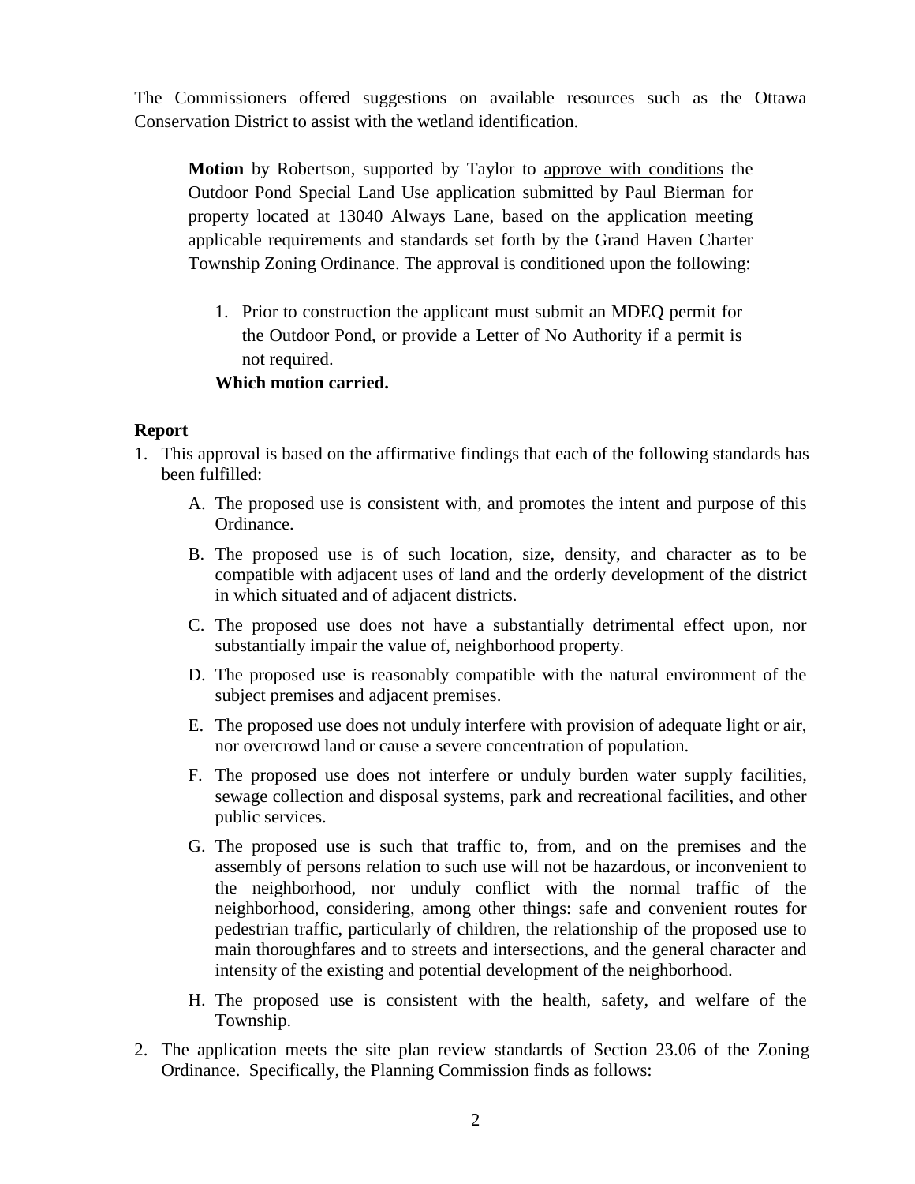The Commissioners offered suggestions on available resources such as the Ottawa Conservation District to assist with the wetland identification.

> **Motion** by Robertson, supported by Taylor to <u>approve with conditions</u> the Outdoor Pond Special Land Use application submitted by Paul Bierman for property located at 13040 Always Lane, based on the application meeting applicable requirements and standards set forth by the Grand Haven Charter Township Zoning Ordinance. The approval is conditioned upon the following:
>
> 1. Prior to construction the applicant must submit an MDEQ permit for the Outdoor Pond, or provide a Letter of No Authority if a permit is not required.
>
> **Which motion carried.**

**Report**

1. This approval is based on the affirmative findings that each of the following standards has been fulfilled:
   - A. The proposed use is consistent with, and promotes the intent and purpose of this Ordinance.
   - B. The proposed use is of such location, size, density, and character as to be compatible with adjacent uses of land and the orderly development of the district in which situated and of adjacent districts.
   - C. The proposed use does not have a substantially detrimental effect upon, nor substantially impair the value of, neighborhood property.
   - D. The proposed use is reasonably compatible with the natural environment of the subject premises and adjacent premises.
   - E. The proposed use does not unduly interfere with provision of adequate light or air, nor overcrowd land or cause a severe concentration of population.
   - F. The proposed use does not interfere or unduly burden water supply facilities, sewage collection and disposal systems, park and recreational facilities, and other public services.
   - G. The proposed use is such that traffic to, from, and on the premises and the assembly of persons relation to such use will not be hazardous, or inconvenient to the neighborhood, nor unduly conflict with the normal traffic of the neighborhood, considering, among other things: safe and convenient routes for pedestrian traffic, particularly of children, the relationship of the proposed use to main thoroughfares and to streets and intersections, and the general character and intensity of the existing and potential development of the neighborhood.
   - H. The proposed use is consistent with the health, safety, and welfare of the Township.
2. The application meets the site plan review standards of Section 23.06 of the Zoning Ordinance. Specifically, the Planning Commission finds as follows: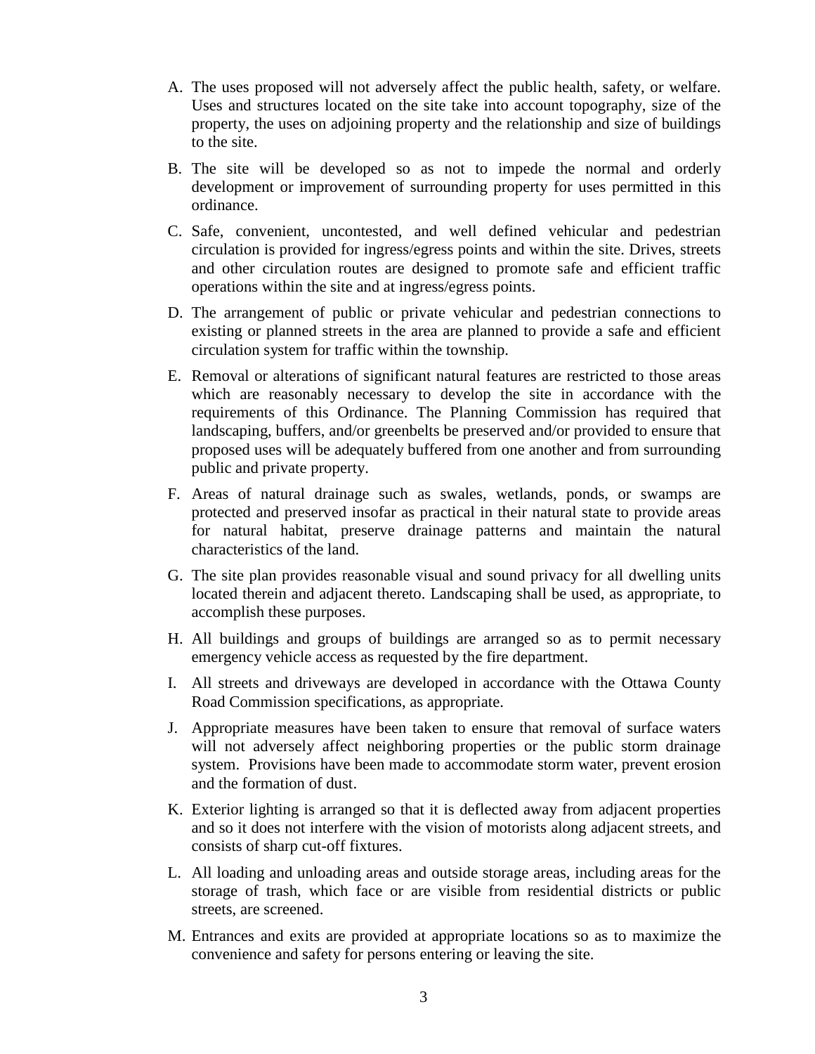A. The uses proposed will not adversely affect the public health, safety, or welfare. Uses and structures located on the site take into account topography, size of the property, the uses on adjoining property and the relationship and size of buildings to the site.

B. The site will be developed so as not to impede the normal and orderly development or improvement of surrounding property for uses permitted in this ordinance.

C. Safe, convenient, uncontested, and well defined vehicular and pedestrian circulation is provided for ingress/egress points and within the site. Drives, streets and other circulation routes are designed to promote safe and efficient traffic operations within the site and at ingress/egress points.

D. The arrangement of public or private vehicular and pedestrian connections to existing or planned streets in the area are planned to provide a safe and efficient circulation system for traffic within the township.

E. Removal or alterations of significant natural features are restricted to those areas which are reasonably necessary to develop the site in accordance with the requirements of this Ordinance. The Planning Commission has required that landscaping, buffers, and/or greenbelts be preserved and/or provided to ensure that proposed uses will be adequately buffered from one another and from surrounding public and private property.

F. Areas of natural drainage such as swales, wetlands, ponds, or swamps are protected and preserved insofar as practical in their natural state to provide areas for natural habitat, preserve drainage patterns and maintain the natural characteristics of the land.

G. The site plan provides reasonable visual and sound privacy for all dwelling units located therein and adjacent thereto. Landscaping shall be used, as appropriate, to accomplish these purposes.

H. All buildings and groups of buildings are arranged so as to permit necessary emergency vehicle access as requested by the fire department.

I. All streets and driveways are developed in accordance with the Ottawa County Road Commission specifications, as appropriate.

J. Appropriate measures have been taken to ensure that removal of surface waters will not adversely affect neighboring properties or the public storm drainage system. Provisions have been made to accommodate storm water, prevent erosion and the formation of dust.

K. Exterior lighting is arranged so that it is deflected away from adjacent properties and so it does not interfere with the vision of motorists along adjacent streets, and consists of sharp cut-off fixtures.

L. All loading and unloading areas and outside storage areas, including areas for the storage of trash, which face or are visible from residential districts or public streets, are screened.

M. Entrances and exits are provided at appropriate locations so as to maximize the convenience and safety for persons entering or leaving the site.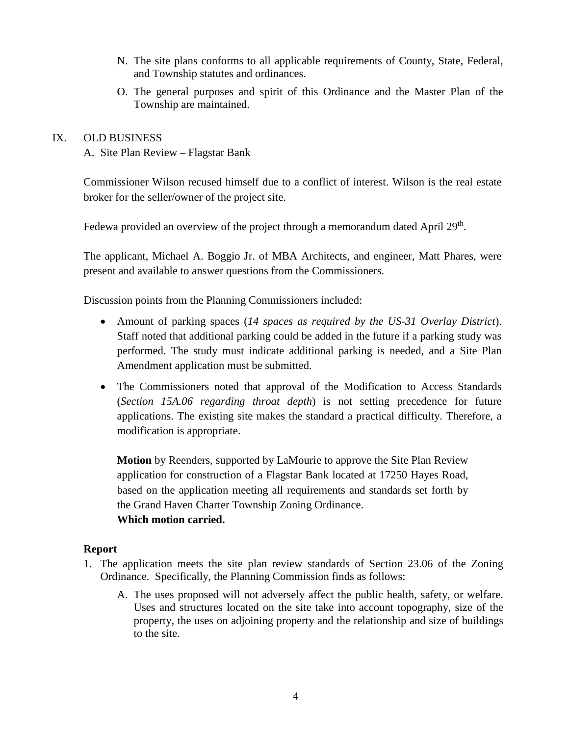N. The site plans conforms to all applicable requirements of County, State, Federal, and Township statutes and ordinances.

O. The general purposes and spirit of this Ordinance and the Master Plan of the Township are maintained.

## IX. OLD BUSINESS

A. Site Plan Review – Flagstar Bank

Commissioner Wilson recused himself due to a conflict of interest. Wilson is the real estate broker for the seller/owner of the project site.

Fedewa provided an overview of the project through a memorandum dated April 29th.

The applicant, Michael A. Boggio Jr. of MBA Architects, and engineer, Matt Phares, were present and available to answer questions from the Commissioners.

Discussion points from the Planning Commissioners included:

- Amount of parking spaces (*14 spaces as required by the US-31 Overlay District*). Staff noted that additional parking could be added in the future if a parking study was performed. The study must indicate additional parking is needed, and a Site Plan Amendment application must be submitted.
- The Commissioners noted that approval of the Modification to Access Standards (*Section 15A.06 regarding throat depth*) is not setting precedence for future applications. The existing site makes the standard a practical difficulty. Therefore, a modification is appropriate.

**Motion** by Reenders, supported by LaMourie to approve the Site Plan Review application for construction of a Flagstar Bank located at 17250 Hayes Road, based on the application meeting all requirements and standards set forth by the Grand Haven Charter Township Zoning Ordinance.
**Which motion carried.**

**Report**

1. The application meets the site plan review standards of Section 23.06 of the Zoning Ordinance. Specifically, the Planning Commission finds as follows:

   A. The uses proposed will not adversely affect the public health, safety, or welfare. Uses and structures located on the site take into account topography, size of the property, the uses on adjoining property and the relationship and size of buildings to the site.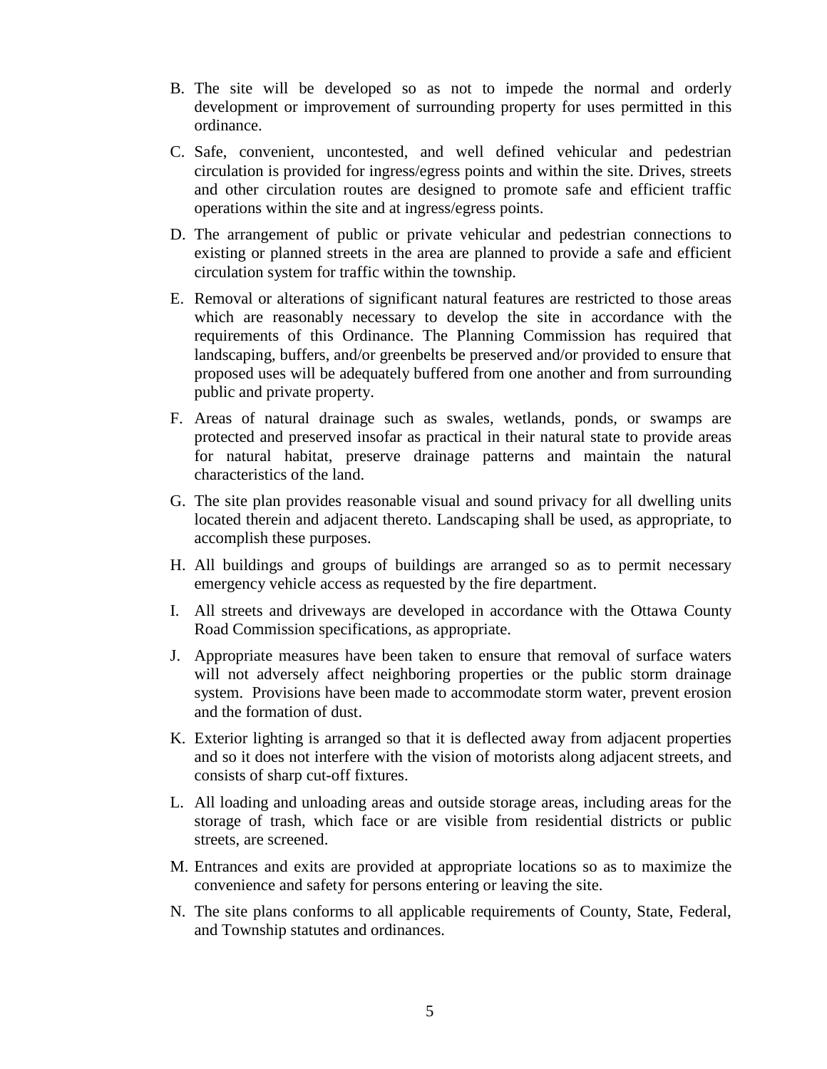B. The site will be developed so as not to impede the normal and orderly development or improvement of surrounding property for uses permitted in this ordinance.

C. Safe, convenient, uncontested, and well defined vehicular and pedestrian circulation is provided for ingress/egress points and within the site. Drives, streets and other circulation routes are designed to promote safe and efficient traffic operations within the site and at ingress/egress points.

D. The arrangement of public or private vehicular and pedestrian connections to existing or planned streets in the area are planned to provide a safe and efficient circulation system for traffic within the township.

E. Removal or alterations of significant natural features are restricted to those areas which are reasonably necessary to develop the site in accordance with the requirements of this Ordinance. The Planning Commission has required that landscaping, buffers, and/or greenbelts be preserved and/or provided to ensure that proposed uses will be adequately buffered from one another and from surrounding public and private property.

F. Areas of natural drainage such as swales, wetlands, ponds, or swamps are protected and preserved insofar as practical in their natural state to provide areas for natural habitat, preserve drainage patterns and maintain the natural characteristics of the land.

G. The site plan provides reasonable visual and sound privacy for all dwelling units located therein and adjacent thereto. Landscaping shall be used, as appropriate, to accomplish these purposes.

H. All buildings and groups of buildings are arranged so as to permit necessary emergency vehicle access as requested by the fire department.

I. All streets and driveways are developed in accordance with the Ottawa County Road Commission specifications, as appropriate.

J. Appropriate measures have been taken to ensure that removal of surface waters will not adversely affect neighboring properties or the public storm drainage system. Provisions have been made to accommodate storm water, prevent erosion and the formation of dust.

K. Exterior lighting is arranged so that it is deflected away from adjacent properties and so it does not interfere with the vision of motorists along adjacent streets, and consists of sharp cut-off fixtures.

L. All loading and unloading areas and outside storage areas, including areas for the storage of trash, which face or are visible from residential districts or public streets, are screened.

M. Entrances and exits are provided at appropriate locations so as to maximize the convenience and safety for persons entering or leaving the site.

N. The site plans conforms to all applicable requirements of County, State, Federal, and Township statutes and ordinances.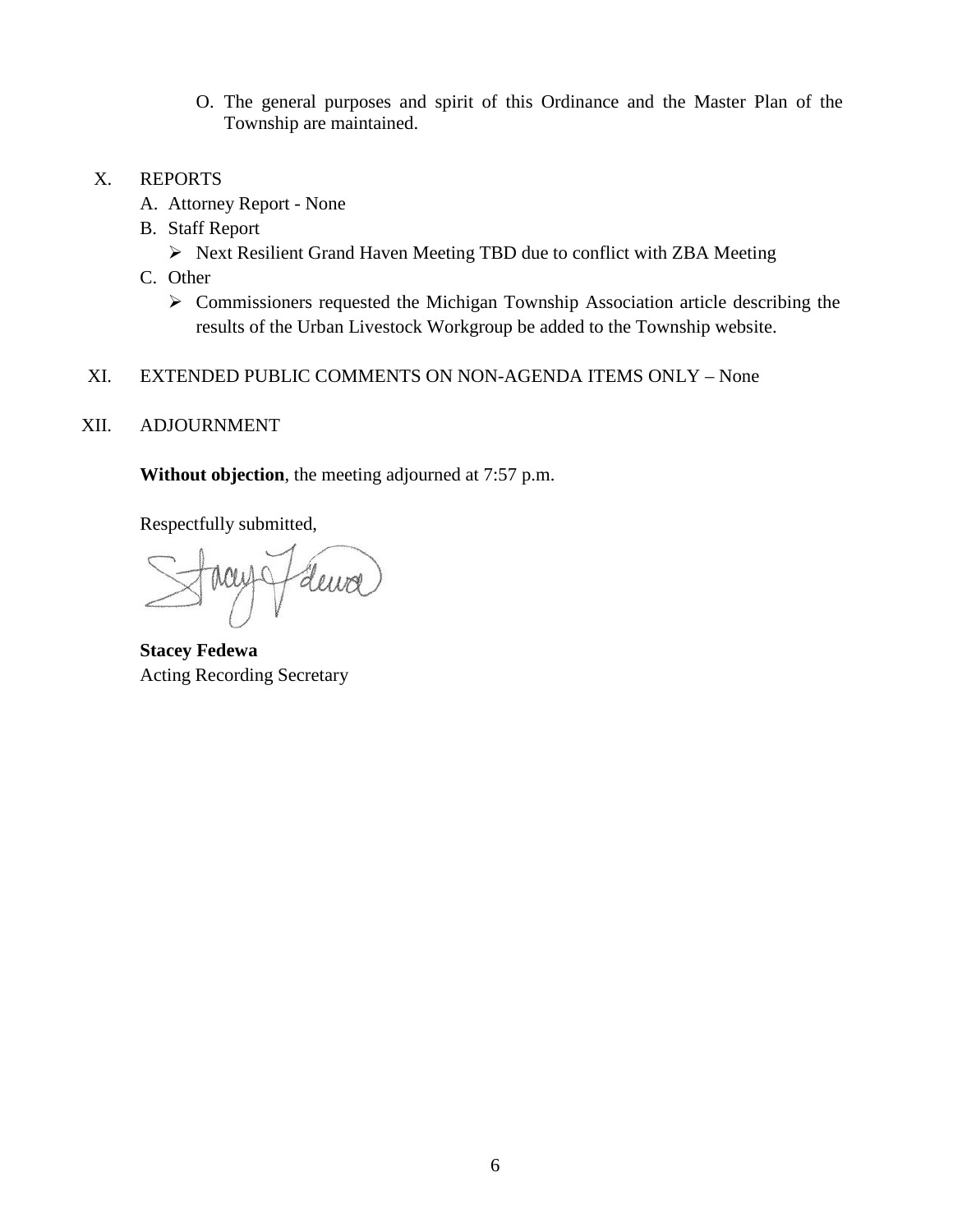O. The general purposes and spirit of this Ordinance and the Master Plan of the Township are maintained.

X. REPORTS

A. Attorney Report - None

B. Staff Report

- Next Resilient Grand Haven Meeting TBD due to conflict with ZBA Meeting

C. Other

- Commissioners requested the Michigan Township Association article describing the results of the Urban Livestock Workgroup be added to the Township website.

XI. EXTENDED PUBLIC COMMENTS ON NON-AGENDA ITEMS ONLY – None

XII. ADJOURNMENT

**Without objection**, the meeting adjourned at 7:57 p.m.

Respectfully submitted,

**Stacey Fedewa**
Acting Recording Secretary